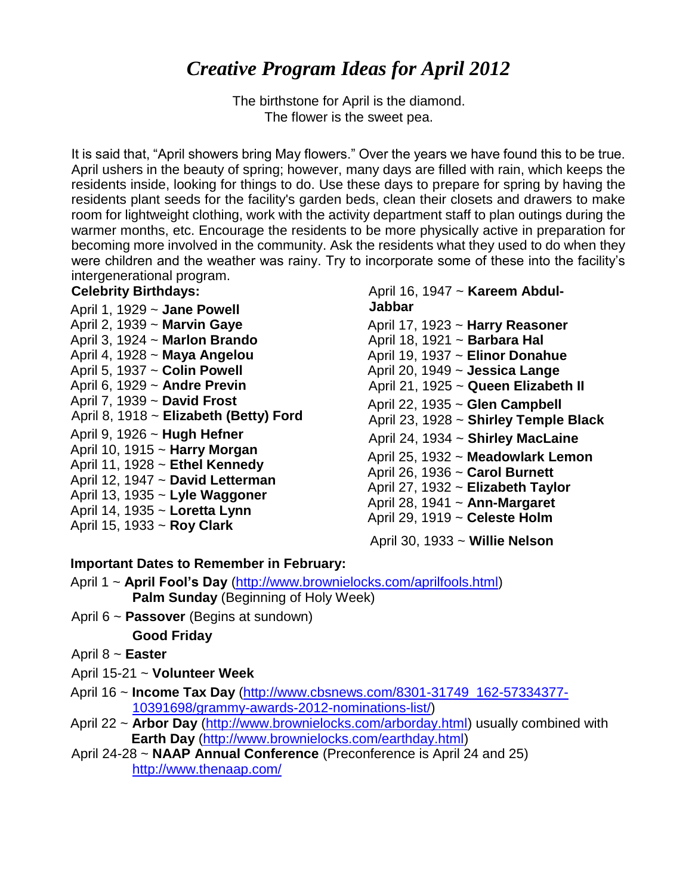# *Creative Program Ideas for April 2012*

The birthstone for April is the diamond.
The flower is the sweet pea.

It is said that, "April showers bring May flowers." Over the years we have found this to be true. April ushers in the beauty of spring; however, many days are filled with rain, which keeps the residents inside, looking for things to do. Use these days to prepare for spring by having the residents plant seeds for the facility's garden beds, clean their closets and drawers to make room for lightweight clothing, work with the activity department staff to plan outings during the warmer months, etc. Encourage the residents to be more physically active in preparation for becoming more involved in the community. Ask the residents what they used to do when they were children and the weather was rainy. Try to incorporate some of these into the facility's intergenerational program.

**Celebrity Birthdays:**

April 1, 1929 ~ **Jane Powell**
April 2, 1939 ~ **Marvin Gaye**
April 3, 1924 ~ **Marlon Brando**
April 4, 1928 ~ **Maya Angelou**
April 5, 1937 ~ **Colin Powell**
April 6, 1929 ~ **Andre Previn**
April 7, 1939 ~ **David Frost**
April 8, 1918 ~ **Elizabeth (Betty) Ford**
April 9, 1926 ~ **Hugh Hefner**
April 10, 1915 ~ **Harry Morgan**
April 11, 1928 ~ **Ethel Kennedy**
April 12, 1947 ~ **David Letterman**
April 13, 1935 ~ **Lyle Waggoner**
April 14, 1935 ~ **Loretta Lynn**
April 15, 1933 ~ **Roy Clark**
April 16, 1947 ~ **Kareem Abdul-Jabbar**
April 17, 1923 ~ **Harry Reasoner**
April 18, 1921 ~ **Barbara Hal**
April 19, 1937 ~ **Elinor Donahue**
April 20, 1949 ~ **Jessica Lange**
April 21, 1925 ~ **Queen Elizabeth II**
April 22, 1935 ~ **Glen Campbell**
April 23, 1928 ~ **Shirley Temple Black**
April 24, 1934 ~ **Shirley MacLaine**
April 25, 1932 ~ **Meadowlark Lemon**
April 26, 1936 ~ **Carol Burnett**
April 27, 1932 ~ **Elizabeth Taylor**
April 28, 1941 ~ **Ann-Margaret**
April 29, 1919 ~ **Celeste Holm**
April 30, 1933 ~ **Willie Nelson**

**Important Dates to Remember in February:**

April 1 ~ **April Fool's Day** (http://www.brownielocks.com/aprilfools.html)
**Palm Sunday** (Beginning of Holy Week)

April 6 ~ **Passover** (Begins at sundown)
**Good Friday**

April 8 ~ **Easter**

April 15-21 ~ **Volunteer Week**

April 16 ~ **Income Tax Day** (http://www.cbsnews.com/8301-31749_162-57334377-10391698/grammy-awards-2012-nominations-list/)

April 22 ~ **Arbor Day** (http://www.brownielocks.com/arborday.html) usually combined with **Earth Day** (http://www.brownielocks.com/earthday.html)

April 24-28 ~ **NAAP Annual Conference** (Preconference is April 24 and 25)
http://www.thenaap.com/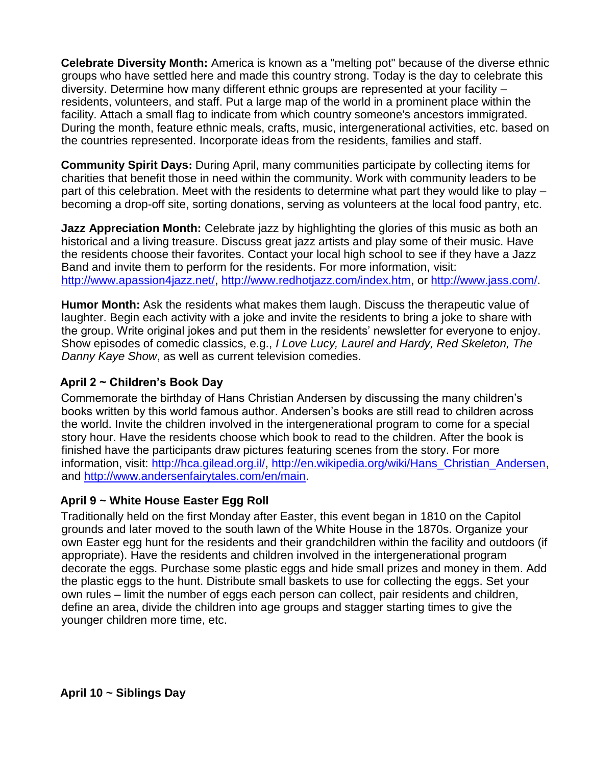**Celebrate Diversity Month:** America is known as a "melting pot" because of the diverse ethnic groups who have settled here and made this country strong. Today is the day to celebrate this diversity. Determine how many different ethnic groups are represented at your facility – residents, volunteers, and staff. Put a large map of the world in a prominent place within the facility. Attach a small flag to indicate from which country someone's ancestors immigrated. During the month, feature ethnic meals, crafts, music, intergenerational activities, etc. based on the countries represented. Incorporate ideas from the residents, families and staff.

**Community Spirit Days:** During April, many communities participate by collecting items for charities that benefit those in need within the community. Work with community leaders to be part of this celebration. Meet with the residents to determine what part they would like to play – becoming a drop-off site, sorting donations, serving as volunteers at the local food pantry, etc.

**Jazz Appreciation Month:** Celebrate jazz by highlighting the glories of this music as both an historical and a living treasure. Discuss great jazz artists and play some of their music. Have the residents choose their favorites. Contact your local high school to see if they have a Jazz Band and invite them to perform for the residents. For more information, visit: http://www.apassion4jazz.net/, http://www.redhotjazz.com/index.htm, or http://www.jass.com/.

**Humor Month:** Ask the residents what makes them laugh. Discuss the therapeutic value of laughter. Begin each activity with a joke and invite the residents to bring a joke to share with the group. Write original jokes and put them in the residents' newsletter for everyone to enjoy. Show episodes of comedic classics, e.g., *I Love Lucy, Laurel and Hardy, Red Skeleton, The Danny Kaye Show*, as well as current television comedies.

### April 2 ~ Children's Book Day

Commemorate the birthday of Hans Christian Andersen by discussing the many children's books written by this world famous author. Andersen's books are still read to children across the world. Invite the children involved in the intergenerational program to come for a special story hour. Have the residents choose which book to read to the children. After the book is finished have the participants draw pictures featuring scenes from the story. For more information, visit: http://hca.gilead.org.il/, http://en.wikipedia.org/wiki/Hans_Christian_Andersen, and http://www.andersenfairytales.com/en/main.

### April 9 ~ White House Easter Egg Roll

Traditionally held on the first Monday after Easter, this event began in 1810 on the Capitol grounds and later moved to the south lawn of the White House in the 1870s. Organize your own Easter egg hunt for the residents and their grandchildren within the facility and outdoors (if appropriate). Have the residents and children involved in the intergenerational program decorate the eggs. Purchase some plastic eggs and hide small prizes and money in them. Add the plastic eggs to the hunt. Distribute small baskets to use for collecting the eggs. Set your own rules – limit the number of eggs each person can collect, pair residents and children, define an area, divide the children into age groups and stagger starting times to give the younger children more time, etc.

### April 10 ~ Siblings Day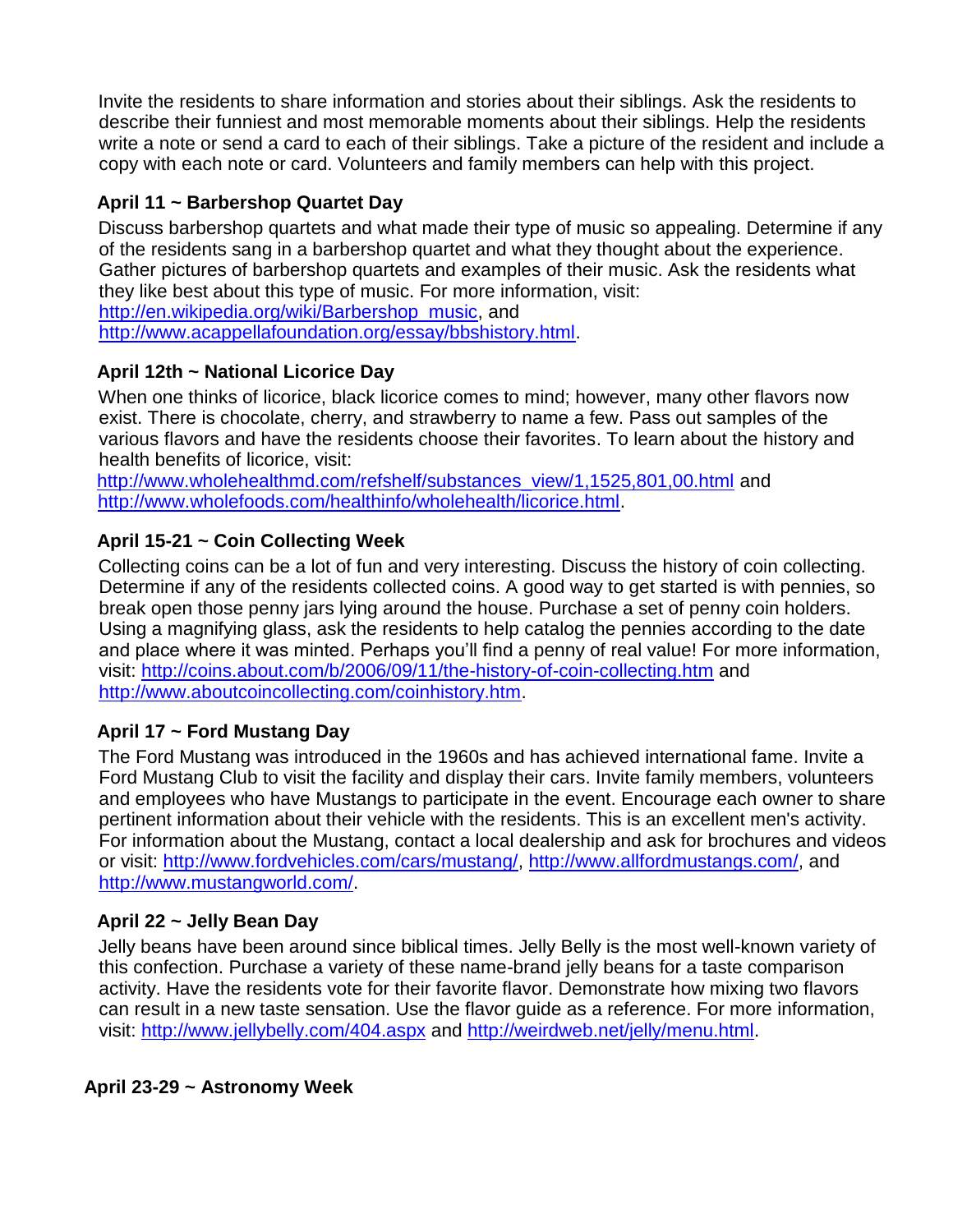Invite the residents to share information and stories about their siblings. Ask the residents to describe their funniest and most memorable moments about their siblings. Help the residents write a note or send a card to each of their siblings. Take a picture of the resident and include a copy with each note or card. Volunteers and family members can help with this project.

**April 11 ~ Barbershop Quartet Day**

Discuss barbershop quartets and what made their type of music so appealing. Determine if any of the residents sang in a barbershop quartet and what they thought about the experience. Gather pictures of barbershop quartets and examples of their music. Ask the residents what they like best about this type of music. For more information, visit: http://en.wikipedia.org/wiki/Barbershop_music, and http://www.acappellafoundation.org/essay/bbshistory.html.

**April 12th ~ National Licorice Day**

When one thinks of licorice, black licorice comes to mind; however, many other flavors now exist. There is chocolate, cherry, and strawberry to name a few. Pass out samples of the various flavors and have the residents choose their favorites. To learn about the history and health benefits of licorice, visit: http://www.wholehealthmd.com/refshelf/substances_view/1,1525,801,00.html and http://www.wholefoods.com/healthinfo/wholehealth/licorice.html.

**April 15-21 ~ Coin Collecting Week**

Collecting coins can be a lot of fun and very interesting. Discuss the history of coin collecting. Determine if any of the residents collected coins. A good way to get started is with pennies, so break open those penny jars lying around the house. Purchase a set of penny coin holders. Using a magnifying glass, ask the residents to help catalog the pennies according to the date and place where it was minted. Perhaps you'll find a penny of real value! For more information, visit: http://coins.about.com/b/2006/09/11/the-history-of-coin-collecting.htm and http://www.aboutcoincollecting.com/coinhistory.htm.

**April 17 ~ Ford Mustang Day**

The Ford Mustang was introduced in the 1960s and has achieved international fame. Invite a Ford Mustang Club to visit the facility and display their cars. Invite family members, volunteers and employees who have Mustangs to participate in the event. Encourage each owner to share pertinent information about their vehicle with the residents. This is an excellent men's activity. For information about the Mustang, contact a local dealership and ask for brochures and videos or visit: http://www.fordvehicles.com/cars/mustang/, http://www.allfordmustangs.com/, and http://www.mustangworld.com/.

**April 22 ~ Jelly Bean Day**

Jelly beans have been around since biblical times. Jelly Belly is the most well-known variety of this confection. Purchase a variety of these name-brand jelly beans for a taste comparison activity. Have the residents vote for their favorite flavor. Demonstrate how mixing two flavors can result in a new taste sensation. Use the flavor guide as a reference. For more information, visit: http://www.jellybelly.com/404.aspx and http://weirdweb.net/jelly/menu.html.

**April 23-29 ~ Astronomy Week**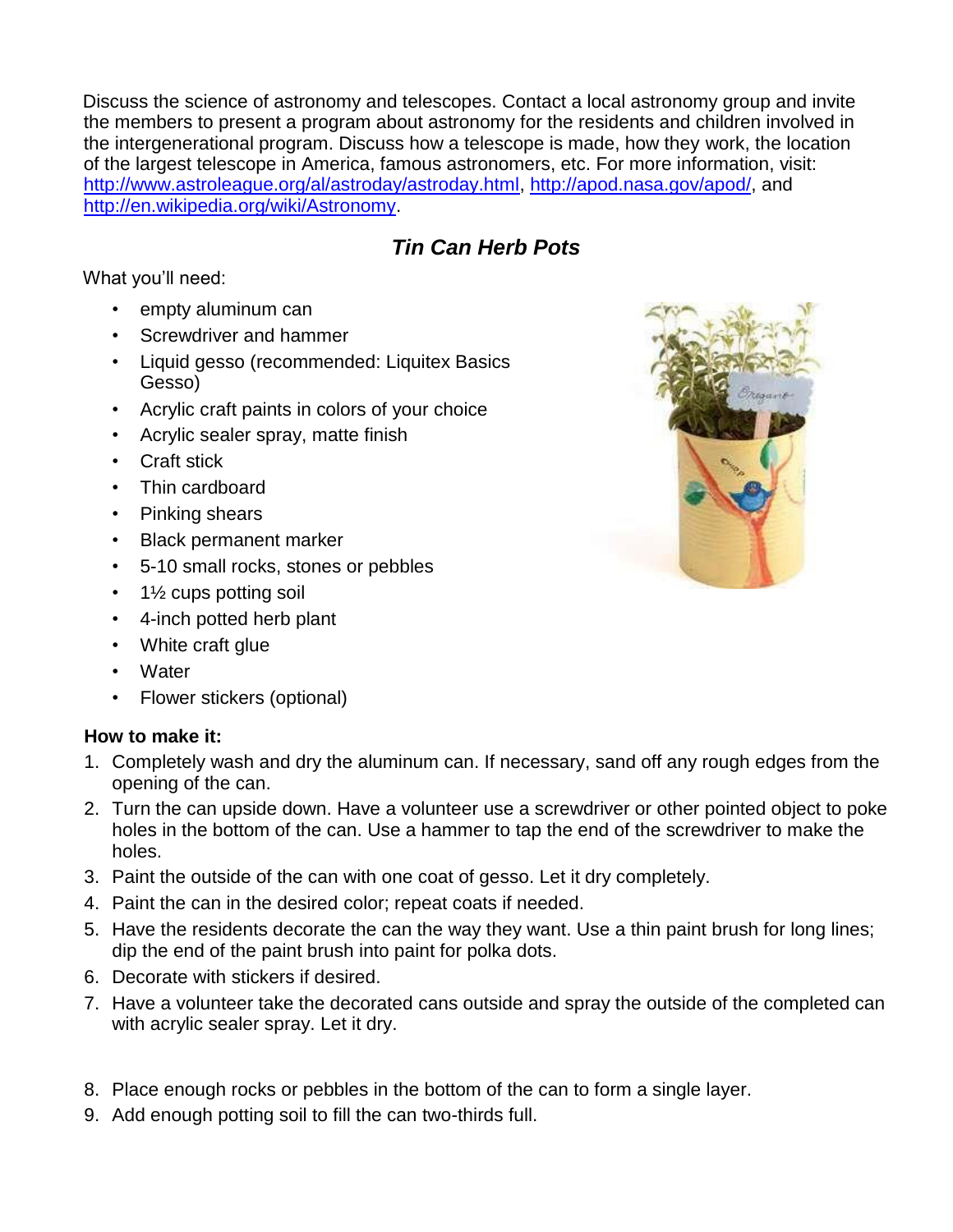Discuss the science of astronomy and telescopes. Contact a local astronomy group and invite the members to present a program about astronomy for the residents and children involved in the intergenerational program. Discuss how a telescope is made, how they work, the location of the largest telescope in America, famous astronomers, etc. For more information, visit: http://www.astroleague.org/al/astroday/astroday.html, http://apod.nasa.gov/apod/, and http://en.wikipedia.org/wiki/Astronomy.

## *Tin Can Herb Pots*

What you'll need:

- empty aluminum can
- Screwdriver and hammer
- Liquid gesso (recommended: Liquitex Basics Gesso)
- Acrylic craft paints in colors of your choice
- Acrylic sealer spray, matte finish
- Craft stick
- Thin cardboard
- Pinking shears
- Black permanent marker
- 5-10 small rocks, stones or pebbles
- 1½ cups potting soil
- 4-inch potted herb plant
- White craft glue
- Water
- Flower stickers (optional)

**How to make it:**

1. Completely wash and dry the aluminum can. If necessary, sand off any rough edges from the opening of the can.
2. Turn the can upside down. Have a volunteer use a screwdriver or other pointed object to poke holes in the bottom of the can. Use a hammer to tap the end of the screwdriver to make the holes.
3. Paint the outside of the can with one coat of gesso. Let it dry completely.
4. Paint the can in the desired color; repeat coats if needed.
5. Have the residents decorate the can the way they want. Use a thin paint brush for long lines; dip the end of the paint brush into paint for polka dots.
6. Decorate with stickers if desired.
7. Have a volunteer take the decorated cans outside and spray the outside of the completed can with acrylic sealer spray. Let it dry.
8. Place enough rocks or pebbles in the bottom of the can to form a single layer.
9. Add enough potting soil to fill the can two-thirds full.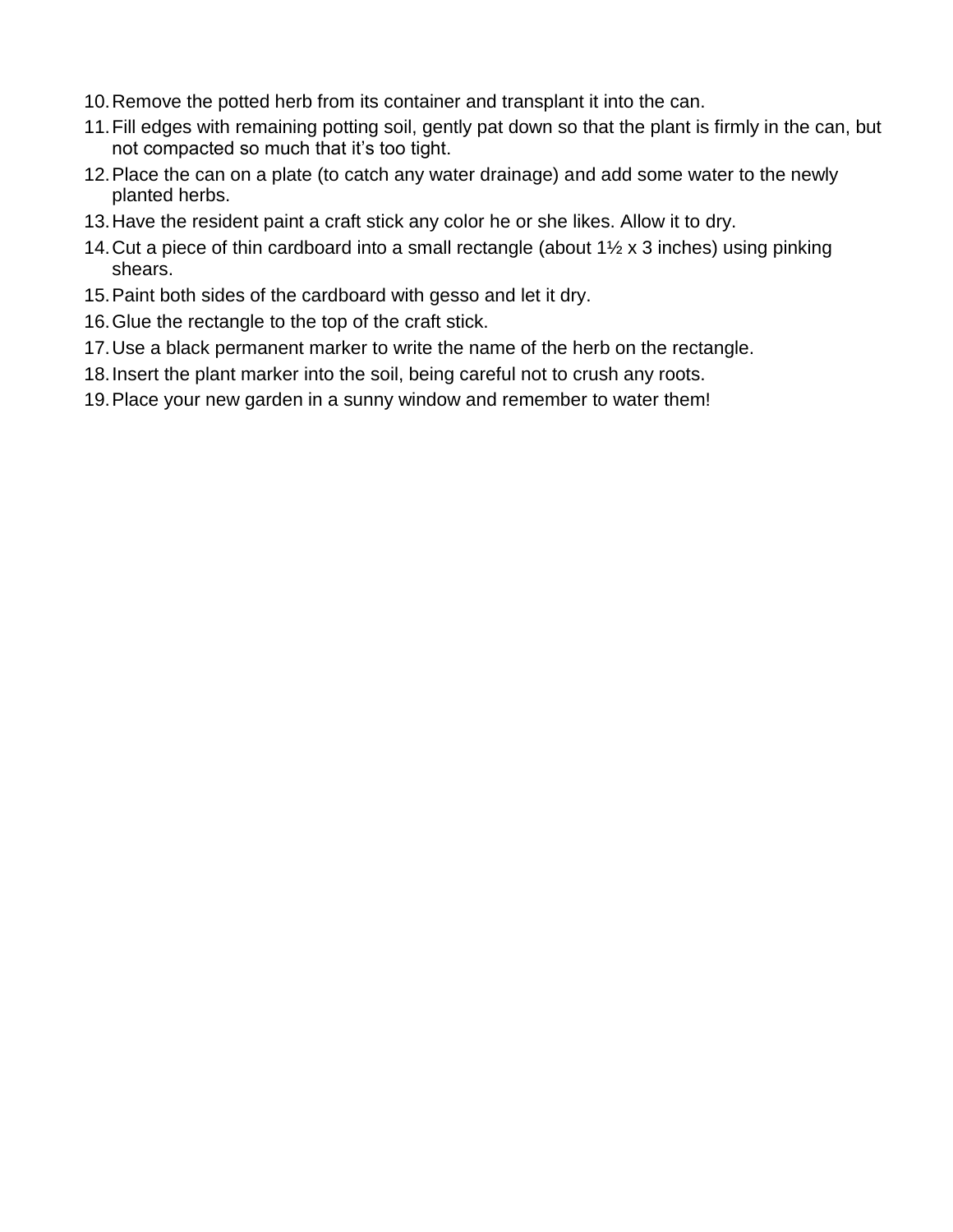10. Remove the potted herb from its container and transplant it into the can.
11. Fill edges with remaining potting soil, gently pat down so that the plant is firmly in the can, but not compacted so much that it's too tight.
12. Place the can on a plate (to catch any water drainage) and add some water to the newly planted herbs.
13. Have the resident paint a craft stick any color he or she likes. Allow it to dry.
14. Cut a piece of thin cardboard into a small rectangle (about 1½ x 3 inches) using pinking shears.
15. Paint both sides of the cardboard with gesso and let it dry.
16. Glue the rectangle to the top of the craft stick.
17. Use a black permanent marker to write the name of the herb on the rectangle.
18. Insert the plant marker into the soil, being careful not to crush any roots.
19. Place your new garden in a sunny window and remember to water them!